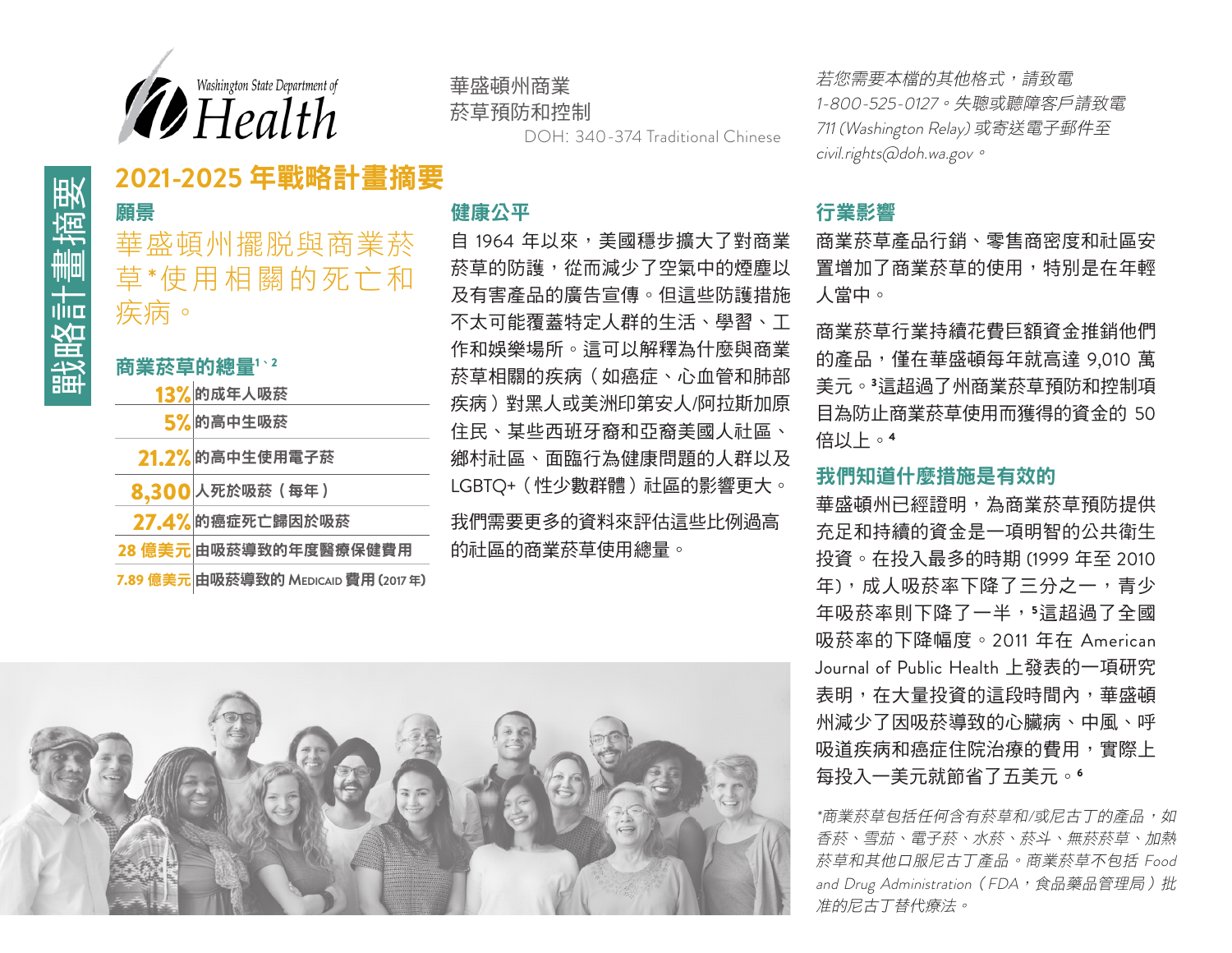Washington State Department of Health

華盛頓州商業
菸草預防和控制
DOH: 340-374 Traditional Chinese

*若您需要本檔的其他格式，請致電 1-800-525-0127。失聰或聽障客戶請致電 711 (Washington Relay) 或寄送電子郵件至 civil.rights@doh.wa.gov。*

戰略計畫摘要

# 2021-2025 年戰略計畫摘要

## 願景

華盛頓州擺脫與商業菸草*使用相關的死亡和疾病。

## 商業菸草的總量[1、2]

| | |
|---|---|
| 13% | 的成年人吸菸 |
| 5% | 的高中生吸菸 |
| 21.2% | 的高中生使用電子菸 |
| 8,300 | 人死於吸菸（每年） |
| 27.4% | 的癌症死亡歸因於吸菸 |
| 28 億美元 | 由吸菸導致的年度醫療保健費用 |
| 7.89 億美元 | 由吸菸導致的 MEDICAID 費用 (2017 年) |

## 健康公平

自 1964 年以來，美國穩步擴大了對商業菸草的防護，從而減少了空氣中的煙塵以及有害產品的廣告宣傳。但這些防護措施不太可能覆蓋特定人群的生活、學習、工作和娛樂場所。這可以解釋為什麼與商業菸草相關的疾病（如癌症、心血管和肺部疾病）對黑人或美洲印第安人/阿拉斯加原住民、某些西班牙裔和亞裔美國人社區、鄉村社區、面臨行為健康問題的人群以及 LGBTQ+（性少數群體）社區的影響更大。

我們需要更多的資料來評估這些比例過高的社區的商業菸草使用總量。

## 行業影響

商業菸草產品行銷、零售商密度和社區安置增加了商業菸草的使用，特別是在年輕人當中。

商業菸草行業持續花費巨額資金推銷他們的產品，僅在華盛頓每年就高達 9,010 萬美元。[3]這超過了州商業菸草預防和控制項目為防止商業菸草使用而獲得的資金的 50 倍以上。[4]

## 我們知道什麼措施是有效的

華盛頓州已經證明，為商業菸草預防提供充足和持續的資金是一項明智的公共衛生投資。在投入最多的時期 (1999 年至 2010 年)，成人吸菸率下降了三分之一，青少年吸菸率則下降了一半，[5]這超過了全國吸菸率的下降幅度。2011 年在 American Journal of Public Health 上發表的一項研究表明，在大量投資的這段時間內，華盛頓州減少了因吸菸導致的心臟病、中風、呼吸道疾病和癌症住院治療的費用，實際上每投入一美元就節省了五美元。[6]

*\*商業菸草包括任何含有菸草和/或尼古丁的產品，如香菸、雪茄、電子菸、水菸、菸斗、無菸菸草、加熱菸草和其他口服尼古丁產品。商業菸草不包括 Food and Drug Administration（FDA，食品藥品管理局）批准的尼古丁替代療法。*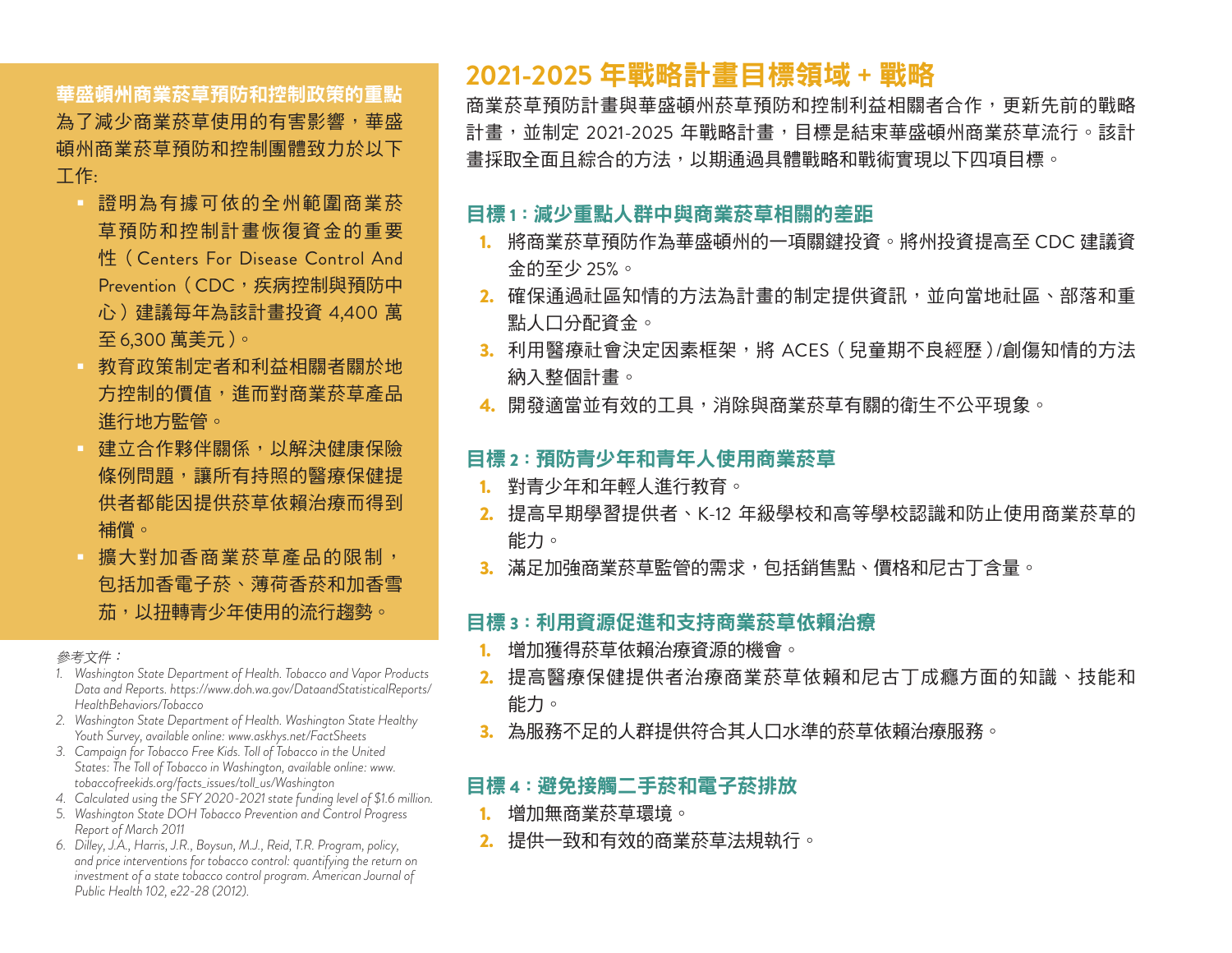**華盛頓州商業菸草預防和控制政策的重點**

為了減少商業菸草使用的有害影響，華盛頓州商業菸草預防和控制團體致力於以下工作:

- 證明為有據可依的全州範圍商業菸草預防和控制計畫恢復資金的重要性（Centers For Disease Control And Prevention（CDC，疾病控制與預防中心）建議每年為該計畫投資 4,400 萬至 6,300 萬美元）。
- 教育政策制定者和利益相關者關於地方控制的價值，進而對商業菸草產品進行地方監管。
- 建立合作夥伴關係，以解決健康保險條例問題，讓所有持照的醫療保健提供者都能因提供菸草依賴治療而得到補償。
- 擴大對加香商業菸草產品的限制，包括加香電子菸、薄荷香菸和加香雪茄，以扭轉青少年使用的流行趨勢。

*參考文件：*

1. *Washington State Department of Health. Tobacco and Vapor Products Data and Reports. https://www.doh.wa.gov/DataandStatisticalReports/HealthBehaviors/Tobacco*
2. *Washington State Department of Health. Washington State Healthy Youth Survey, available online: www.askhys.net/FactSheets*
3. *Campaign for Tobacco Free Kids. Toll of Tobacco in the United States: The Toll of Tobacco in Washington, available online: www.tobaccofreekids.org/facts_issues/toll_us/Washington*
4. *Calculated using the SFY 2020-2021 state funding level of $1.6 million.*
5. *Washington State DOH Tobacco Prevention and Control Progress Report of March 2011*
6. *Dilley, J.A., Harris, J.R., Boysun, M.J., Reid, T.R. Program, policy, and price interventions for tobacco control: quantifying the return on investment of a state tobacco control program. American Journal of Public Health 102, e22-28 (2012).*

# 2021-2025 年戰略計畫目標領域 + 戰略

商業菸草預防計畫與華盛頓州菸草預防和控制利益相關者合作，更新先前的戰略計畫，並制定 2021-2025 年戰略計畫，目標是結束華盛頓州商業菸草流行。該計畫採取全面且綜合的方法，以期通過具體戰略和戰術實現以下四項目標。

## 目標 1：減少重點人群中與商業菸草相關的差距

1. 將商業菸草預防作為華盛頓州的一項關鍵投資。將州投資提高至 CDC 建議資金的至少 25%。
2. 確保通過社區知情的方法為計畫的制定提供資訊，並向當地社區、部落和重點人口分配資金。
3. 利用醫療社會決定因素框架，將 ACES（兒童期不良經歷）/創傷知情的方法納入整個計畫。
4. 開發適當並有效的工具，消除與商業菸草有關的衛生不公平現象。

## 目標 2：預防青少年和青年人使用商業菸草

1. 對青少年和年輕人進行教育。
2. 提高早期學習提供者、K-12 年級學校和高等學校認識和防止使用商業菸草的能力。
3. 滿足加強商業菸草監管的需求，包括銷售點、價格和尼古丁含量。

## 目標 3：利用資源促進和支持商業菸草依賴治療

1. 增加獲得菸草依賴治療資源的機會。
2. 提高醫療保健提供者治療商業菸草依賴和尼古丁成癮方面的知識、技能和能力。
3. 為服務不足的人群提供符合其人口水準的菸草依賴治療服務。

## 目標 4：避免接觸二手菸和電子菸排放

1. 增加無商業菸草環境。
2. 提供一致和有效的商業菸草法規執行。